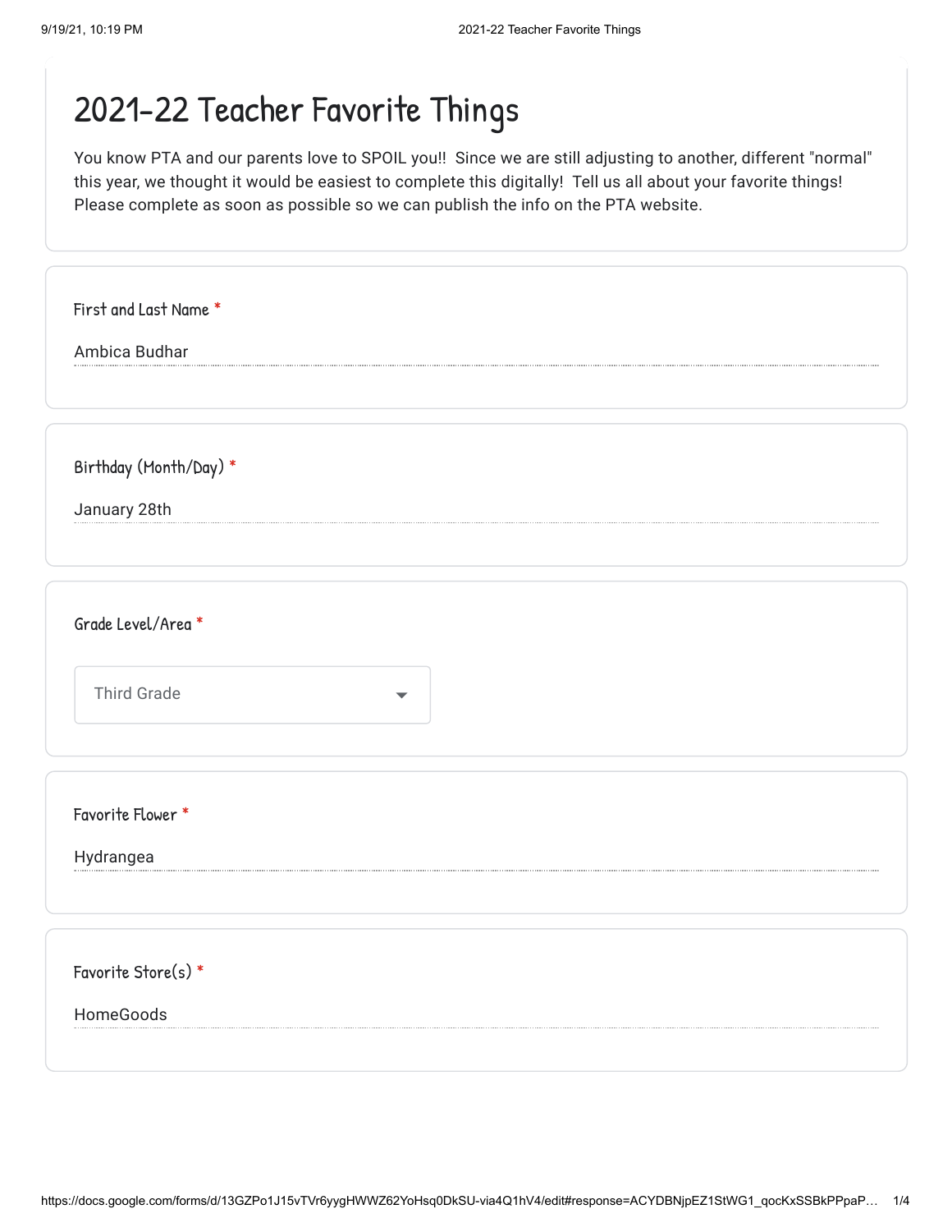# 2021-22 Teacher Favorite Things

You know PTA and our parents love to SPOIL you!! Since we are still adjusting to another, different "normal" this year, we thought it would be easiest to complete this digitally! Tell us all about your favorite things! Please complete as soon as possible so we can publish the info on the PTA website.

**First and Last Name** *

Ambica Budhar

**Birthday (Month/Day)** *

January 28th

**Grade Level/Area** *

Third Grade

**Favorite Flower** *

Hydrangea

**Favorite Store(s)** *

HomeGoods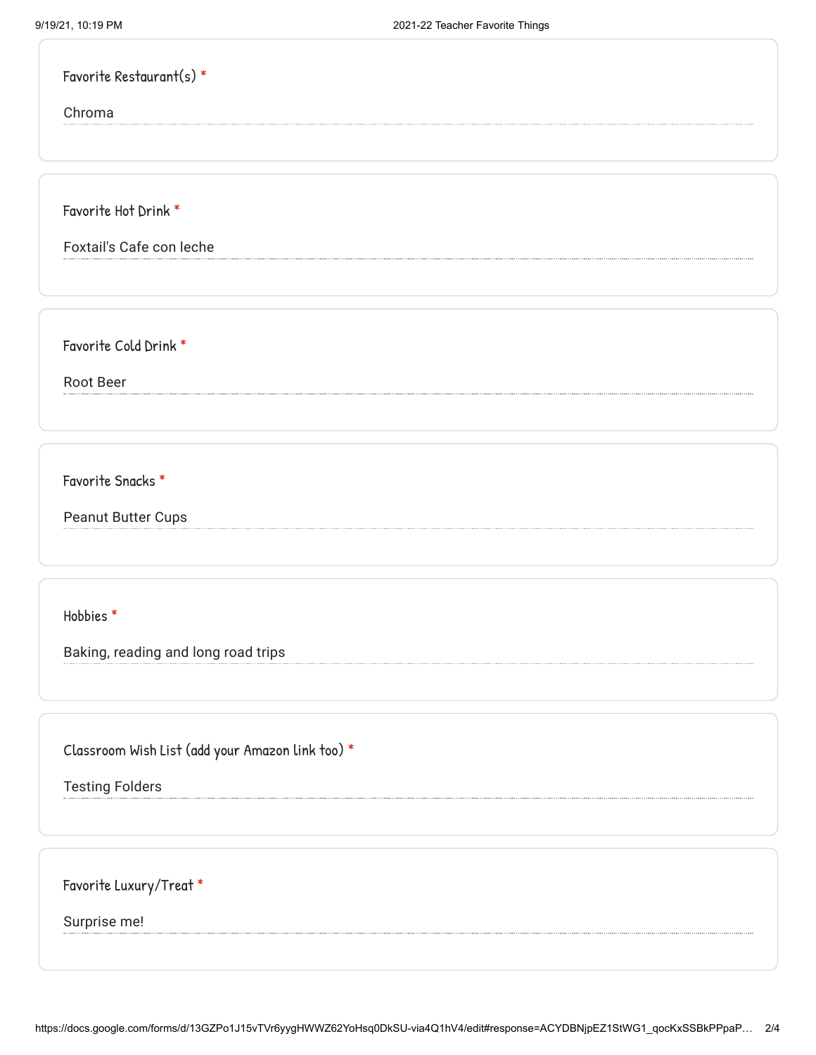Favorite Restaurant(s) *

Chroma

Favorite Hot Drink *

Foxtail's Cafe con leche

Favorite Cold Drink *

Root Beer

Favorite Snacks *

Peanut Butter Cups

Hobbies *

Baking, reading and long road trips

Classroom Wish List (add your Amazon link too) *

Testing Folders

Favorite Luxury/Treat *

Surprise me!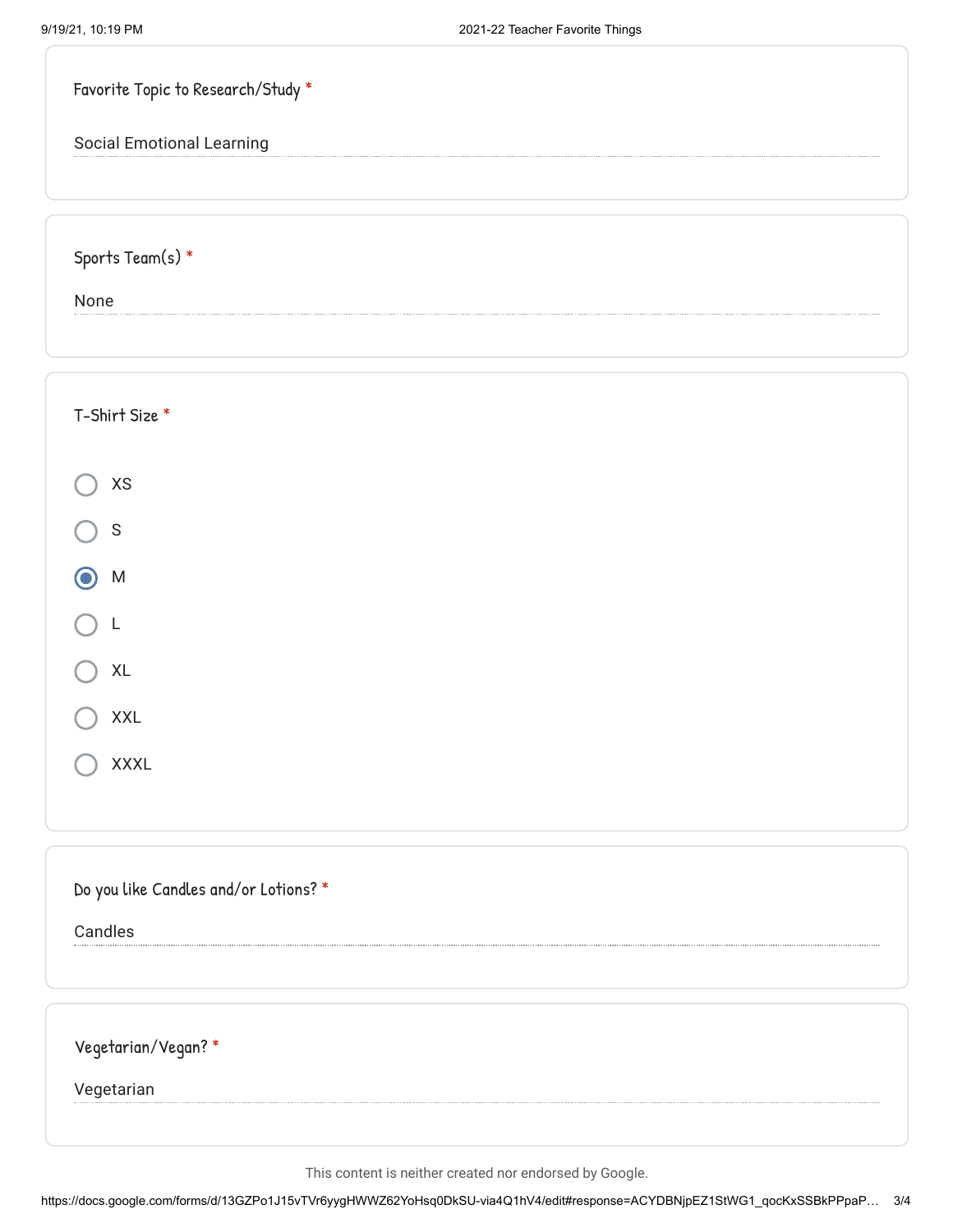**Favorite Topic to Research/Study** *

Social Emotional Learning

**Sports Team(s)** *

None

**T-Shirt Size** *

- ○ XS
- ○ S
- ◉ M
- ○ L
- ○ XL
- ○ XXL
- ○ XXXL

**Do you like Candles and/or Lotions?** *

Candles

**Vegetarian/Vegan?** *

Vegetarian

This content is neither created nor endorsed by Google.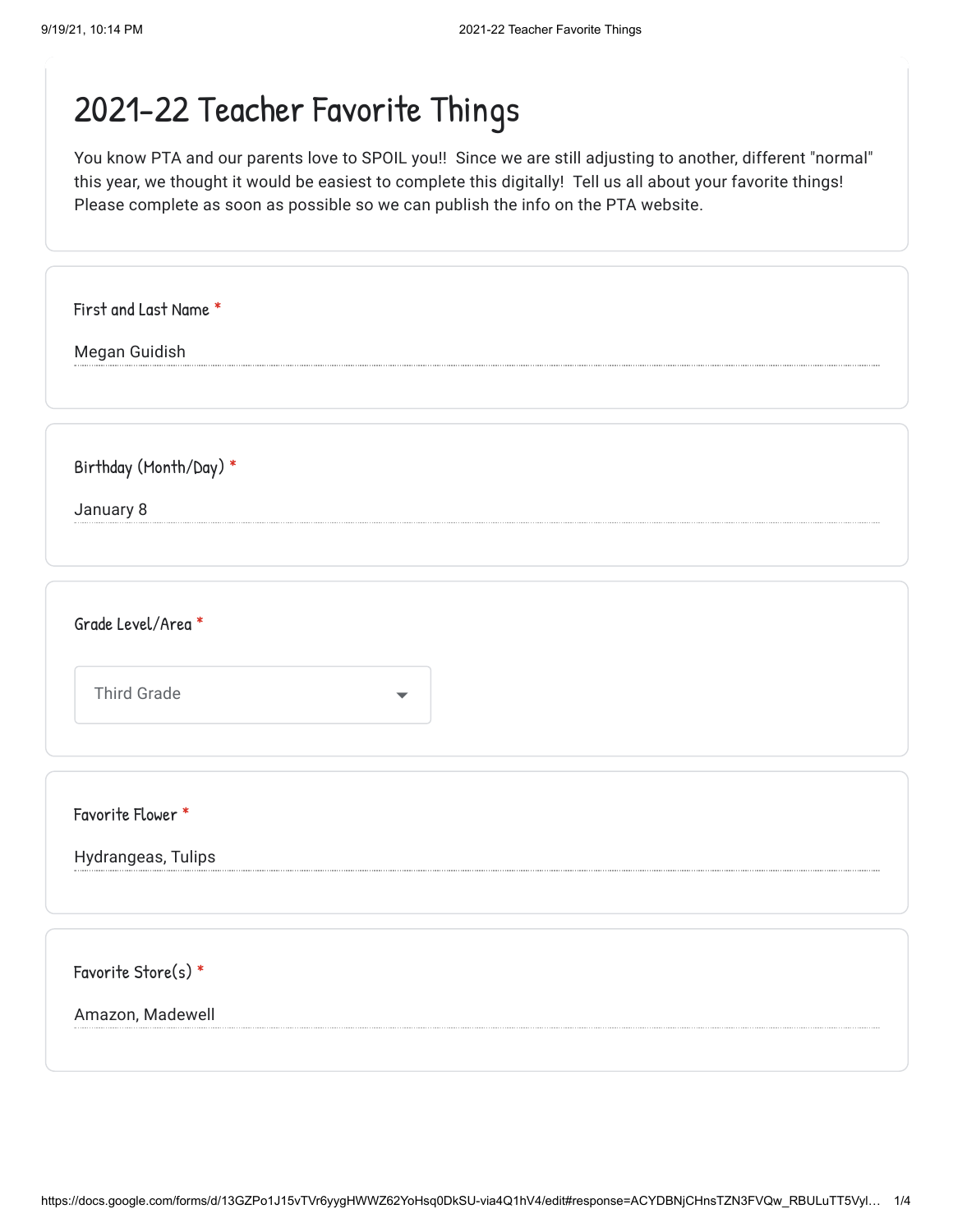# 2021-22 Teacher Favorite Things

You know PTA and our parents love to SPOIL you!! Since we are still adjusting to another, different "normal" this year, we thought it would be easiest to complete this digitally! Tell us all about your favorite things! Please complete as soon as possible so we can publish the info on the PTA website.

**First and Last Name** *

Megan Guidish

**Birthday (Month/Day)** *

January 8

**Grade Level/Area** *

Third Grade

**Favorite Flower** *

Hydrangeas, Tulips

**Favorite Store(s)** *

Amazon, Madewell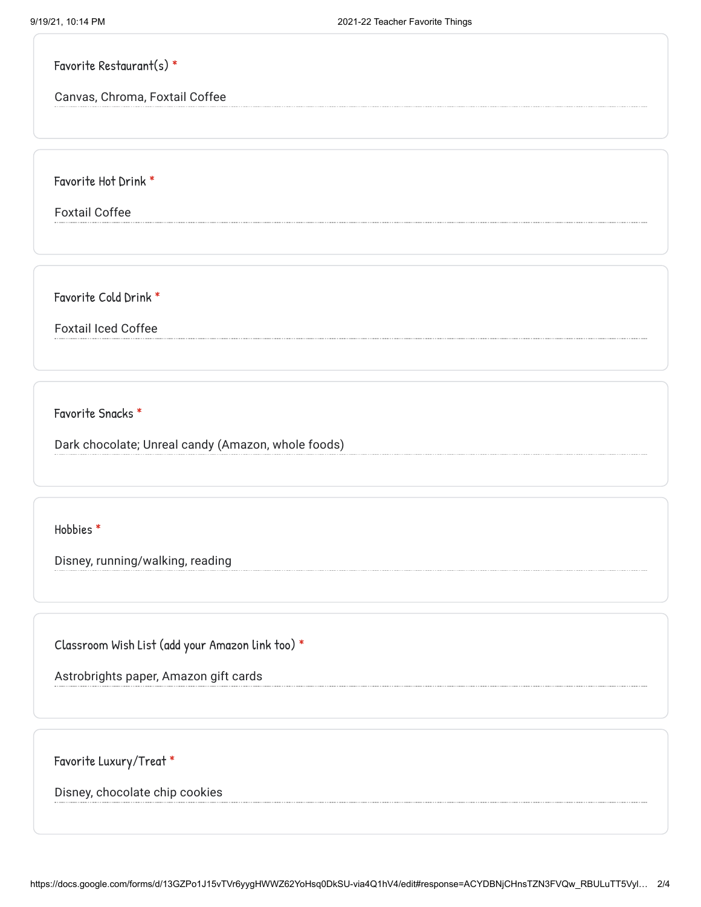**Favorite Restaurant(s)** *

Canvas, Chroma, Foxtail Coffee

**Favorite Hot Drink** *

Foxtail Coffee

**Favorite Cold Drink** *

Foxtail Iced Coffee

**Favorite Snacks** *

Dark chocolate; Unreal candy (Amazon, whole foods)

**Hobbies** *

Disney, running/walking, reading

**Classroom Wish List (add your Amazon link too)** *

Astrobrights paper, Amazon gift cards

**Favorite Luxury/Treat** *

Disney, chocolate chip cookies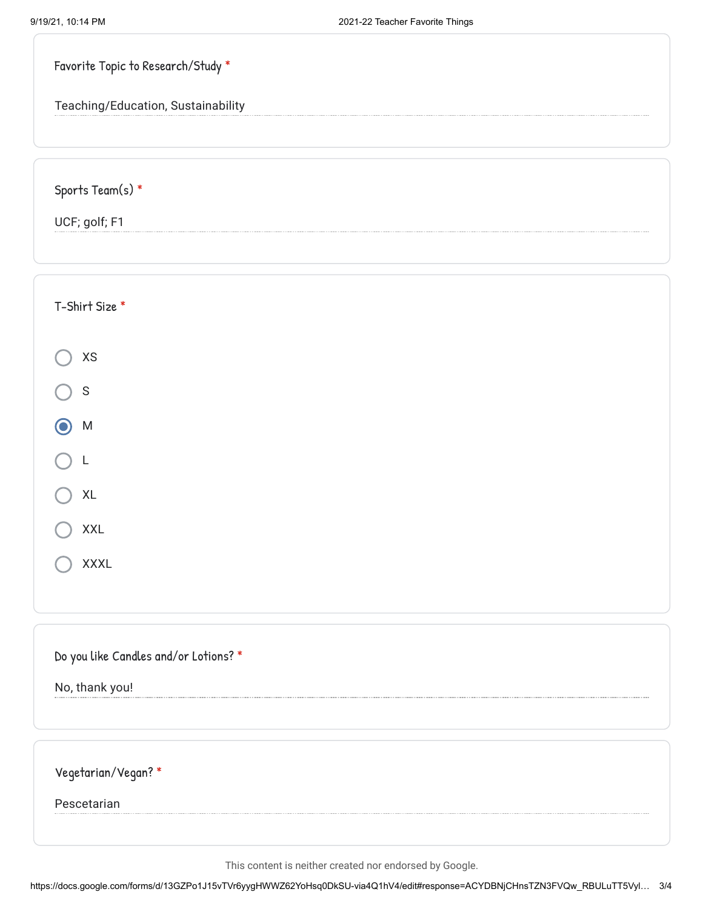Favorite Topic to Research/Study *

Teaching/Education, Sustainability

Sports Team(s) *

UCF; golf; F1

T-Shirt Size *

- ○ XS
- ○ S
- ◉ M
- ○ L
- ○ XL
- ○ XXL
- ○ XXXL

Do you like Candles and/or Lotions? *

No, thank you!

Vegetarian/Vegan? *

Pescetarian

This content is neither created nor endorsed by Google.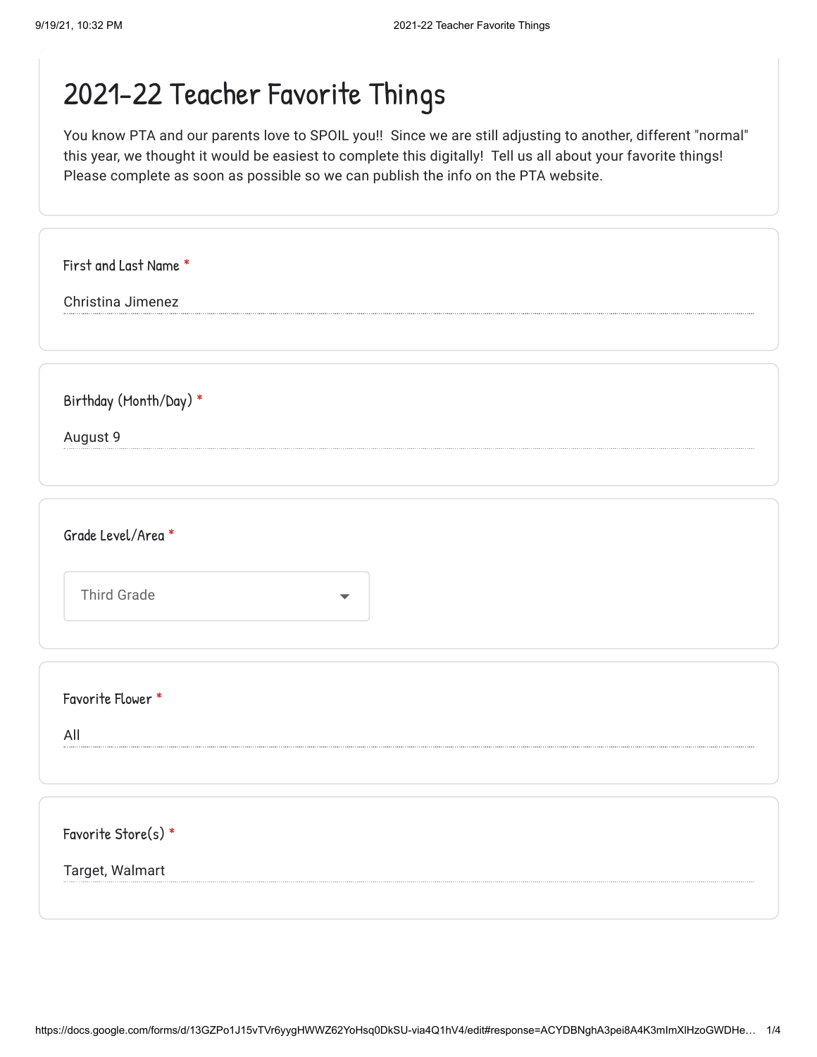# 2021-22 Teacher Favorite Things

You know PTA and our parents love to SPOIL you!! Since we are still adjusting to another, different "normal" this year, we thought it would be easiest to complete this digitally! Tell us all about your favorite things! Please complete as soon as possible so we can publish the info on the PTA website.

**First and Last Name** *

Christina Jimenez

**Birthday (Month/Day)** *

August 9

**Grade Level/Area** *

Third Grade

**Favorite Flower** *

All

**Favorite Store(s)** *

Target, Walmart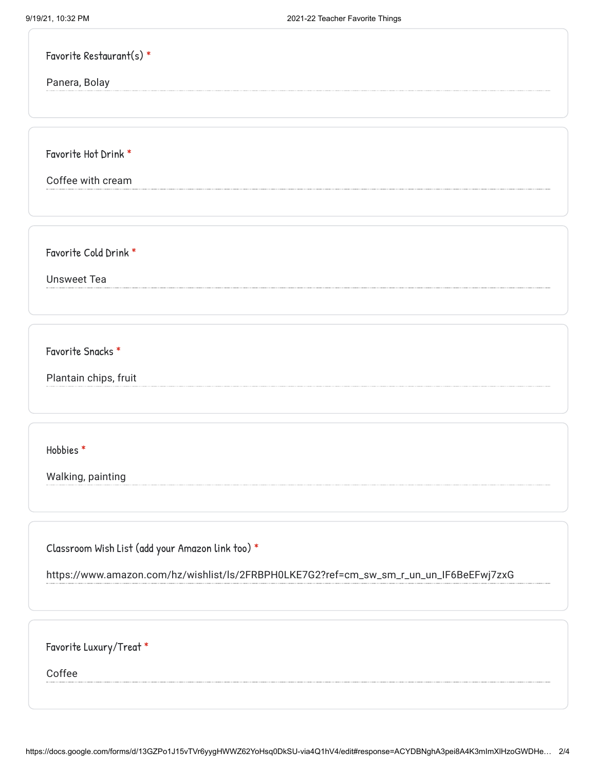Favorite Restaurant(s) *

Panera, Bolay

Favorite Hot Drink *

Coffee with cream

Favorite Cold Drink *

Unsweet Tea

Favorite Snacks *

Plantain chips, fruit

Hobbies *

Walking, painting

Classroom Wish List (add your Amazon link too) *

https://www.amazon.com/hz/wishlist/ls/2FRBPH0LKE7G2?ref=cm_sw_sm_r_un_un_IF6BeEFwj7zxG

Favorite Luxury/Treat *

Coffee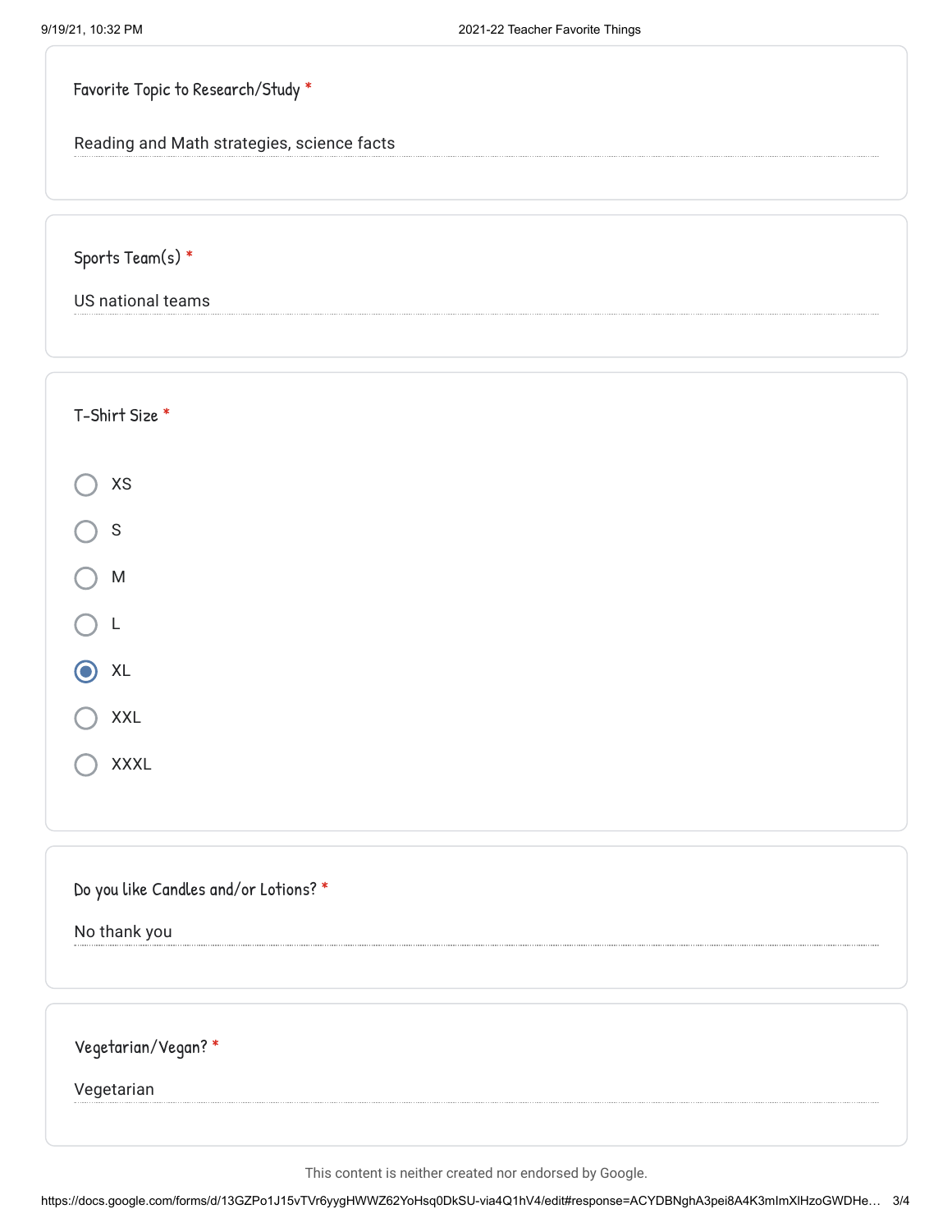**Favorite Topic to Research/Study** *

Reading and Math strategies, science facts

**Sports Team(s)** *

US national teams

**T-Shirt Size** *

- ○ XS
- ○ S
- ○ M
- ○ L
- ◉ XL
- ○ XXL
- ○ XXXL

**Do you like Candles and/or Lotions?** *

No thank you

**Vegetarian/Vegan?** *

Vegetarian

This content is neither created nor endorsed by Google.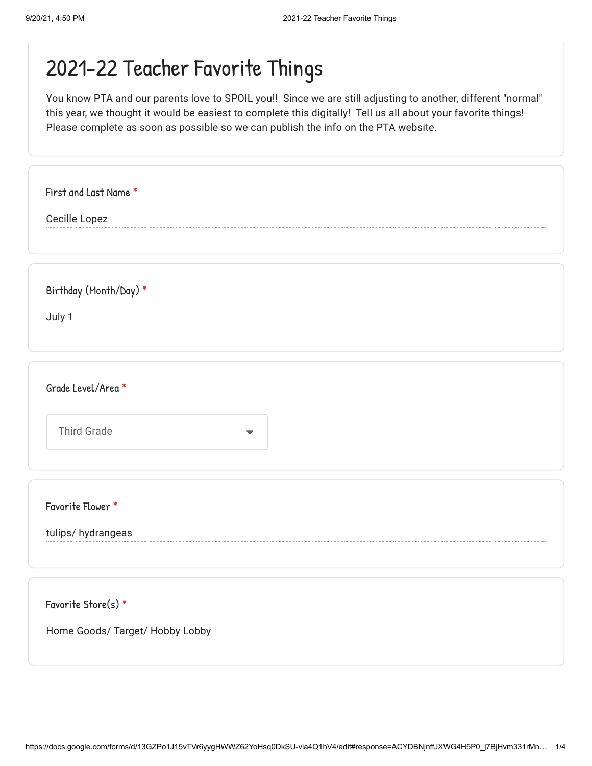# 2021-22 Teacher Favorite Things

You know PTA and our parents love to SPOIL you!! Since we are still adjusting to another, different "normal" this year, we thought it would be easiest to complete this digitally! Tell us all about your favorite things! Please complete as soon as possible so we can publish the info on the PTA website.

**First and Last Name** *

Cecille Lopez

**Birthday (Month/Day)** *

July 1

**Grade Level/Area** *

Third Grade

**Favorite Flower** *

tulips/ hydrangeas

**Favorite Store(s)** *

Home Goods/ Target/ Hobby Lobby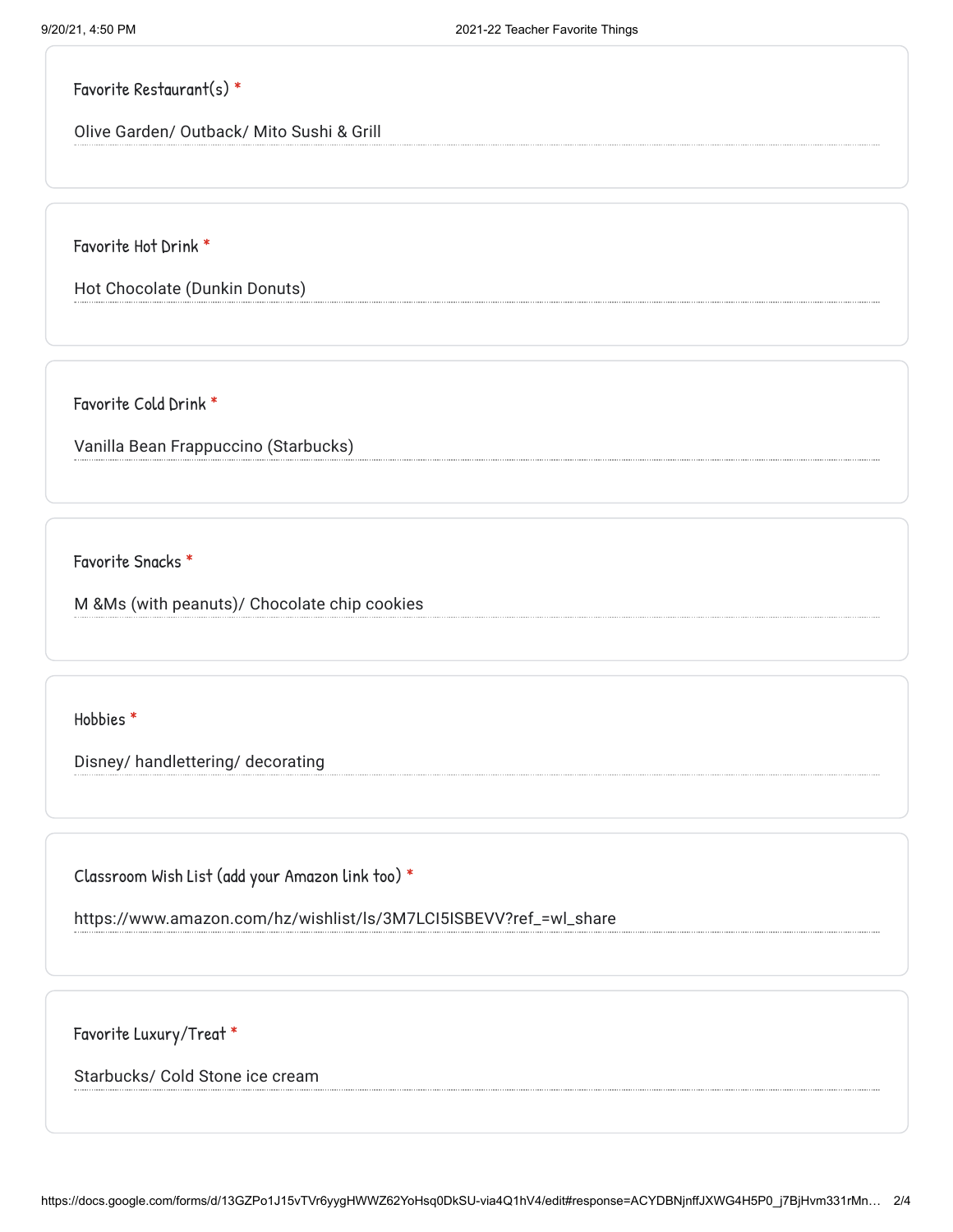Favorite Restaurant(s) *

Olive Garden/ Outback/ Mito Sushi & Grill

Favorite Hot Drink *

Hot Chocolate (Dunkin Donuts)

Favorite Cold Drink *

Vanilla Bean Frappuccino (Starbucks)

Favorite Snacks *

M &Ms (with peanuts)/ Chocolate chip cookies

Hobbies *

Disney/ handlettering/ decorating

Classroom Wish List (add your Amazon link too) *

https://www.amazon.com/hz/wishlist/ls/3M7LCI5ISBEVV?ref_=wl_share

Favorite Luxury/Treat *

Starbucks/ Cold Stone ice cream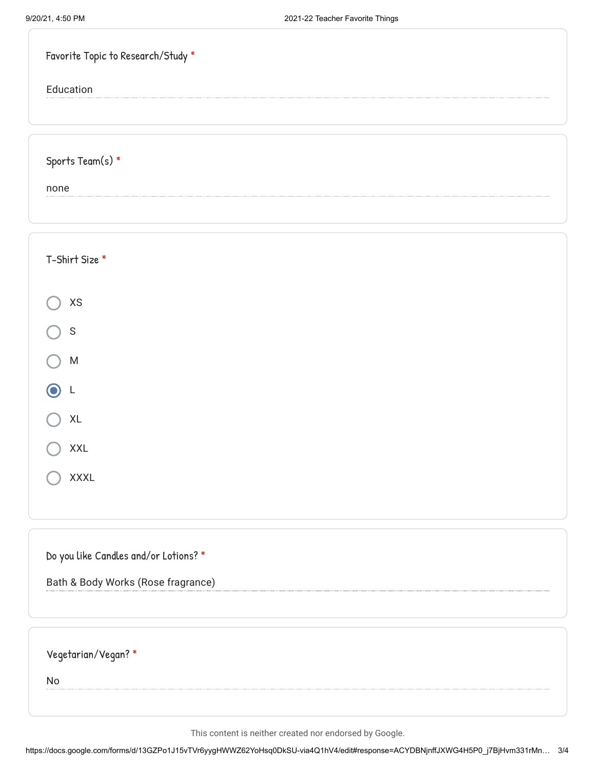**Favorite Topic to Research/Study** *

Education

**Sports Team(s)** *

none

**T-Shirt Size** *

- ○ XS
- ○ S
- ○ M
- ◉ L
- ○ XL
- ○ XXL
- ○ XXXL

**Do you like Candles and/or Lotions?** *

Bath & Body Works (Rose fragrance)

**Vegetarian/Vegan?** *

No

This content is neither created nor endorsed by Google.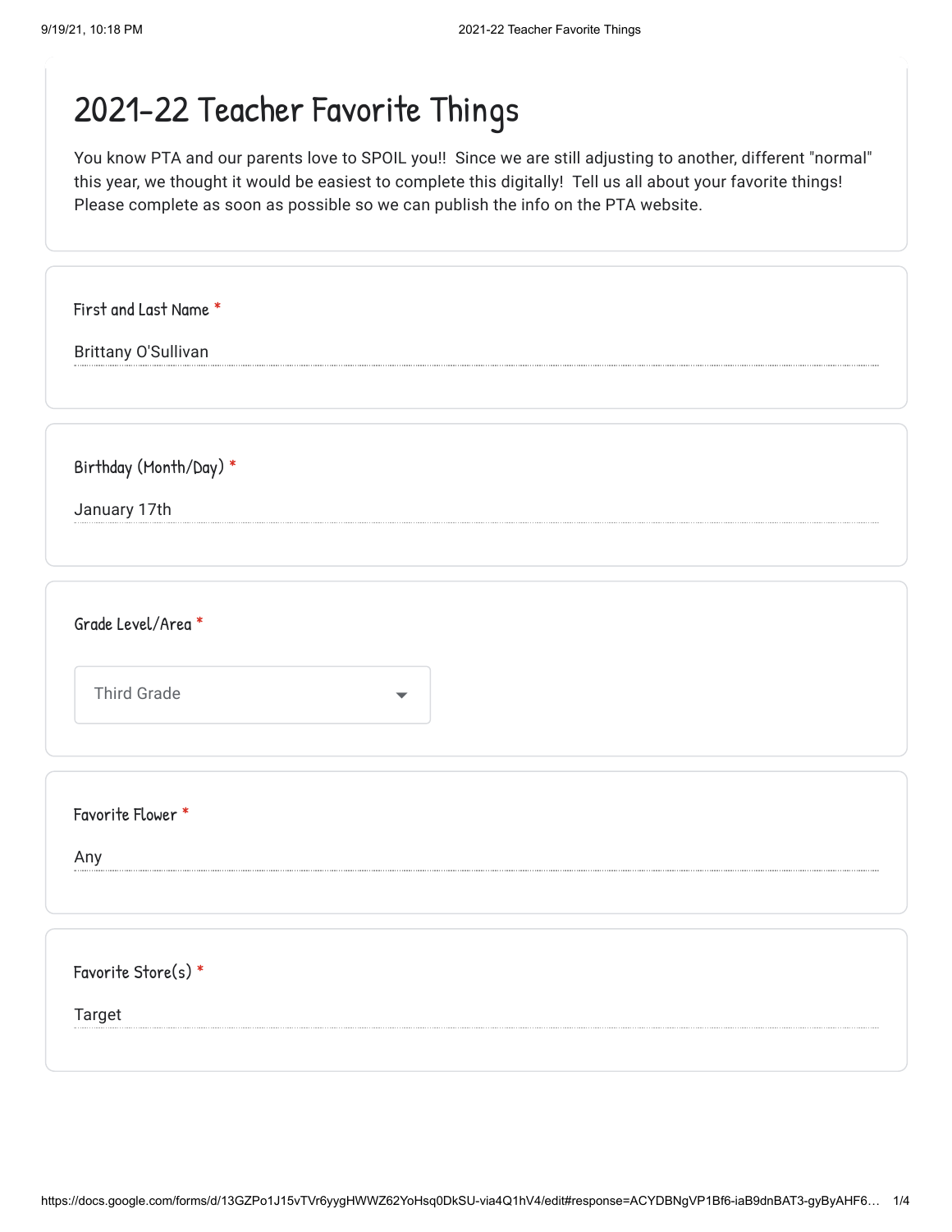# 2021-22 Teacher Favorite Things

You know PTA and our parents love to SPOIL you!! Since we are still adjusting to another, different "normal" this year, we thought it would be easiest to complete this digitally! Tell us all about your favorite things! Please complete as soon as possible so we can publish the info on the PTA website.

First and Last Name *

Brittany O'Sullivan

Birthday (Month/Day) *

January 17th

Grade Level/Area *

Third Grade

Favorite Flower *

Any

Favorite Store(s) *

Target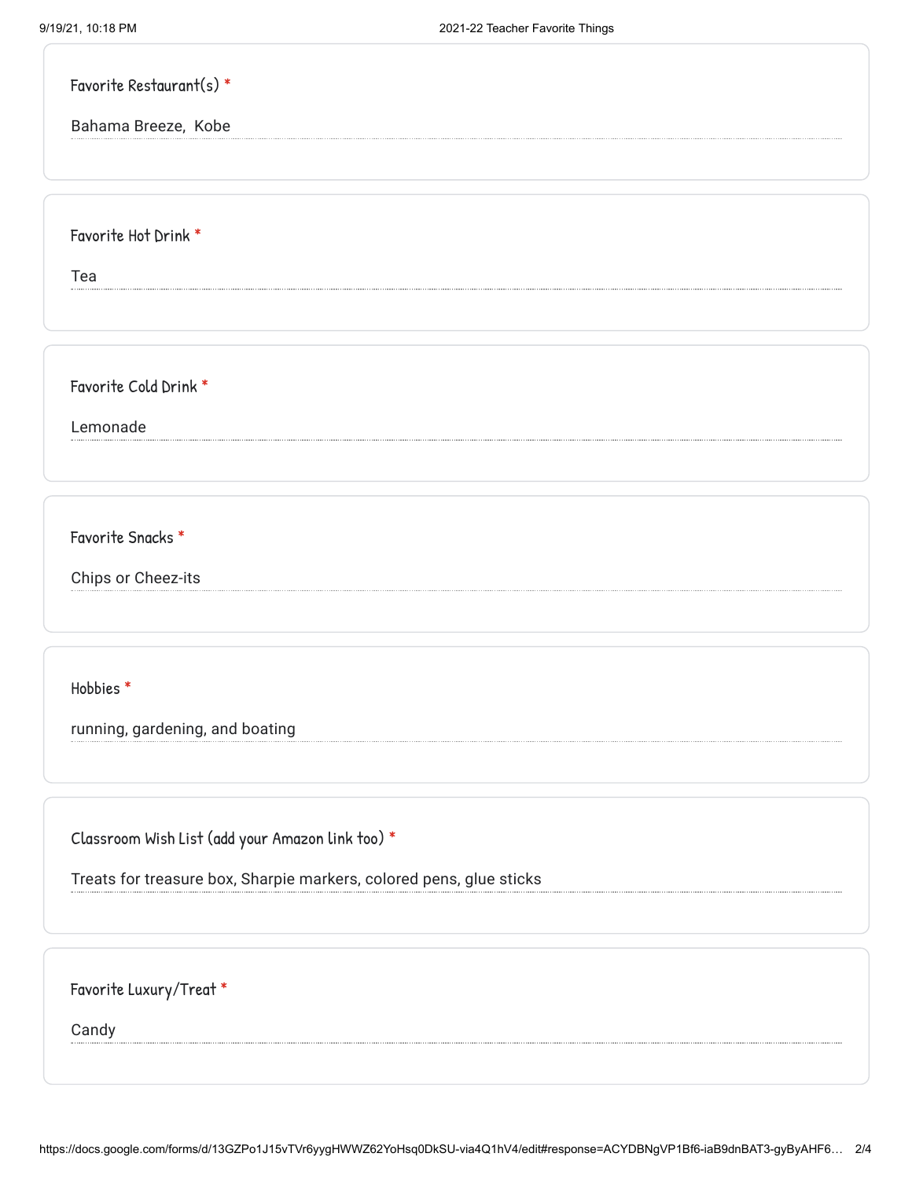Favorite Restaurant(s) *

Bahama Breeze,  Kobe

Favorite Hot Drink *

Tea

Favorite Cold Drink *

Lemonade

Favorite Snacks *

Chips or Cheez-its

Hobbies *

running, gardening, and boating

Classroom Wish List (add your Amazon link too) *

Treats for treasure box, Sharpie markers, colored pens, glue sticks

Favorite Luxury/Treat *

Candy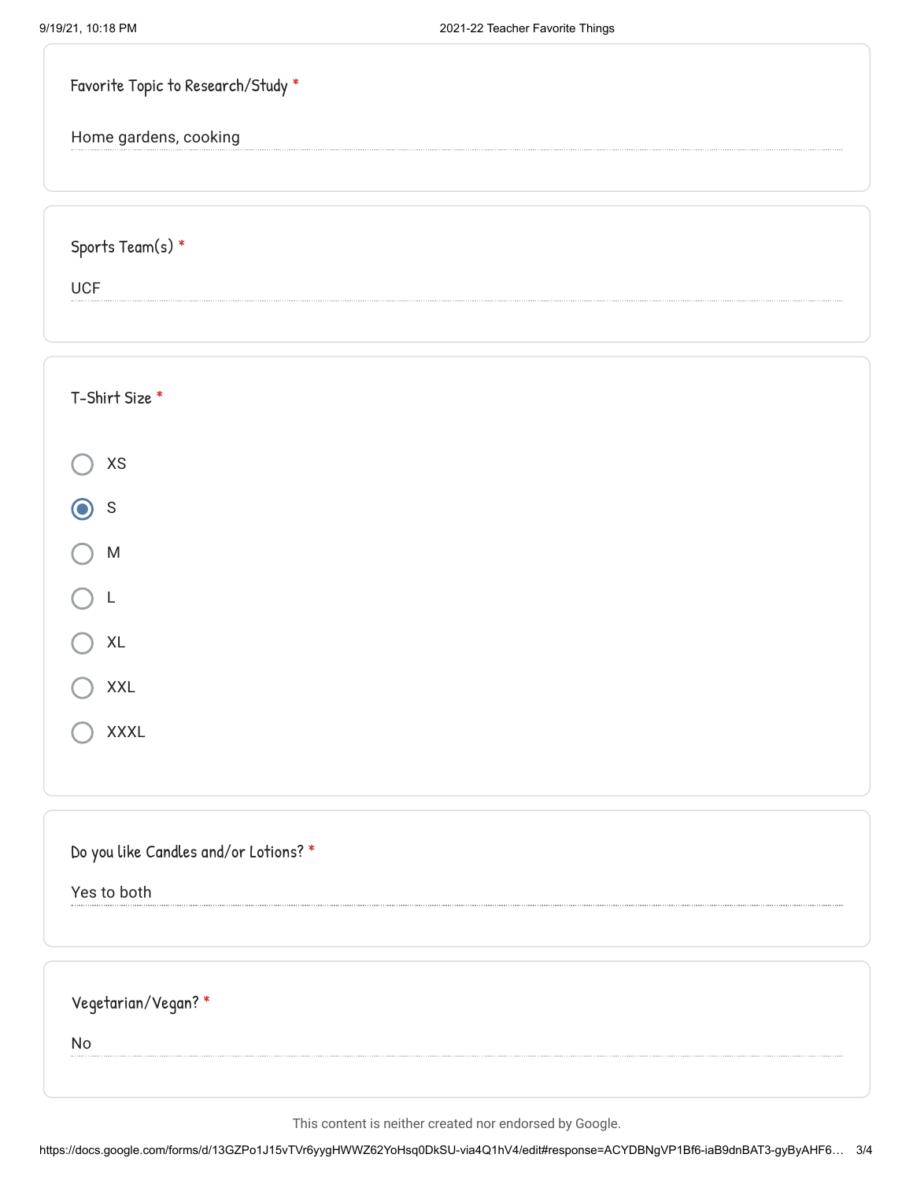Favorite Topic to Research/Study *

Home gardens, cooking

Sports Team(s) *

UCF

T-Shirt Size *

- ○ XS
- ◉ S
- ○ M
- ○ L
- ○ XL
- ○ XXL
- ○ XXXL

Do you like Candles and/or Lotions? *

Yes to both

Vegetarian/Vegan? *

No

This content is neither created nor endorsed by Google.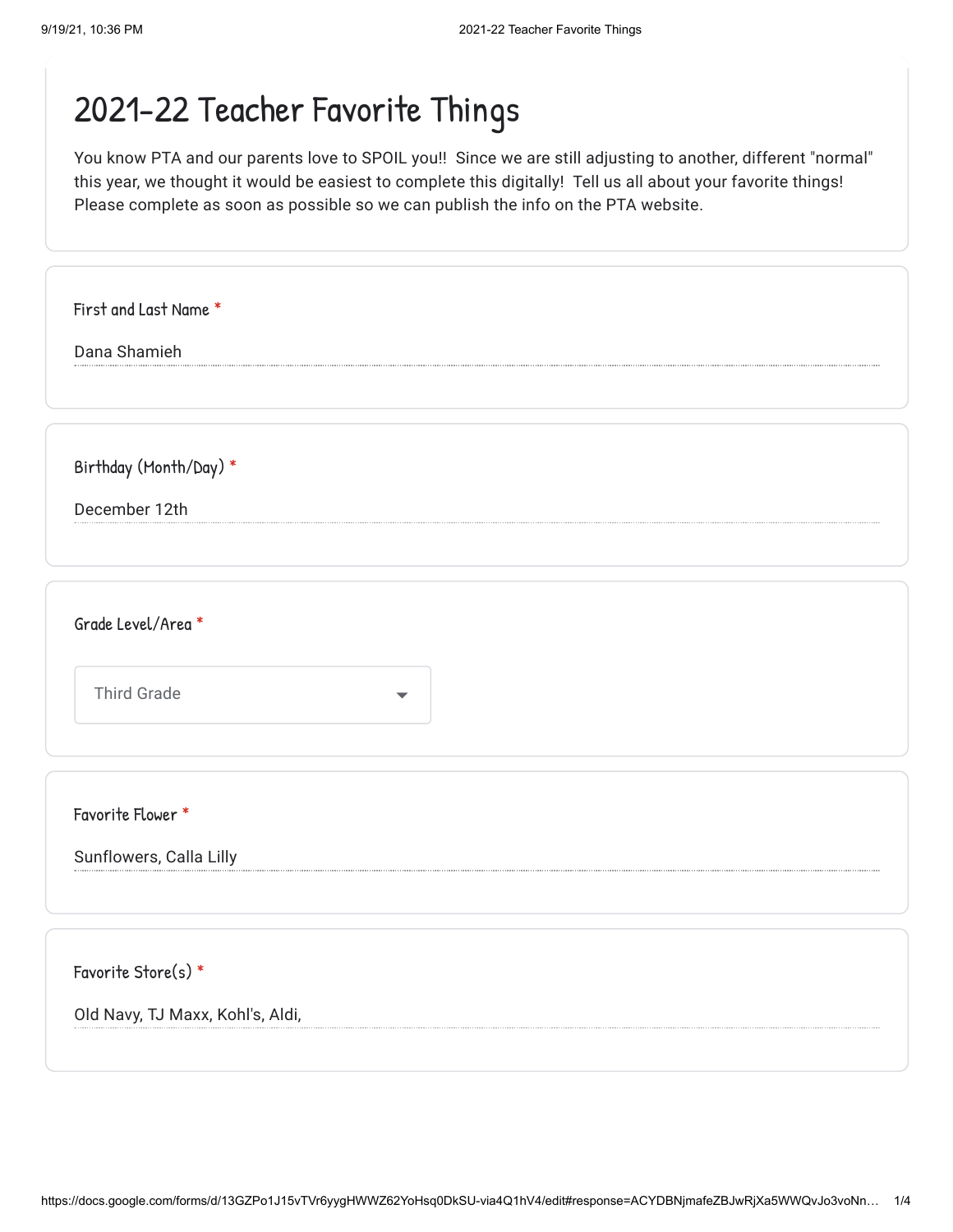# 2021-22 Teacher Favorite Things

You know PTA and our parents love to SPOIL you!! Since we are still adjusting to another, different "normal" this year, we thought it would be easiest to complete this digitally! Tell us all about your favorite things! Please complete as soon as possible so we can publish the info on the PTA website.

**First and Last Name** *

Dana Shamieh

**Birthday (Month/Day)** *

December 12th

**Grade Level/Area** *

Third Grade

**Favorite Flower** *

Sunflowers, Calla Lilly

**Favorite Store(s)** *

Old Navy, TJ Maxx, Kohl's, Aldi,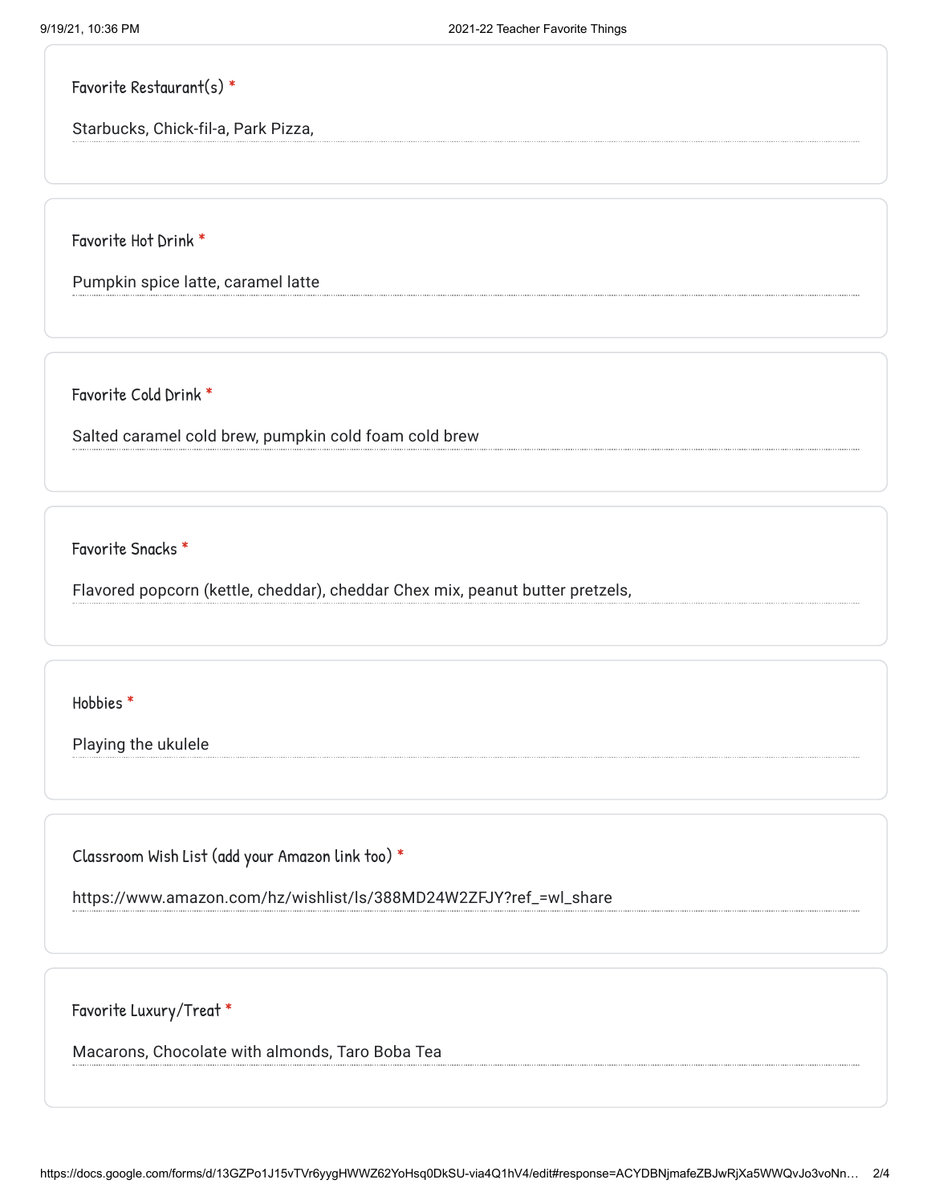Favorite Restaurant(s) *

Starbucks, Chick-fil-a, Park Pizza,

Favorite Hot Drink *

Pumpkin spice latte, caramel latte

Favorite Cold Drink *

Salted caramel cold brew, pumpkin cold foam cold brew

Favorite Snacks *

Flavored popcorn (kettle, cheddar), cheddar Chex mix, peanut butter pretzels,

Hobbies *

Playing the ukulele

Classroom Wish List (add your Amazon link too) *

https://www.amazon.com/hz/wishlist/ls/388MD24W2ZFJY?ref_=wl_share

Favorite Luxury/Treat *

Macarons, Chocolate with almonds, Taro Boba Tea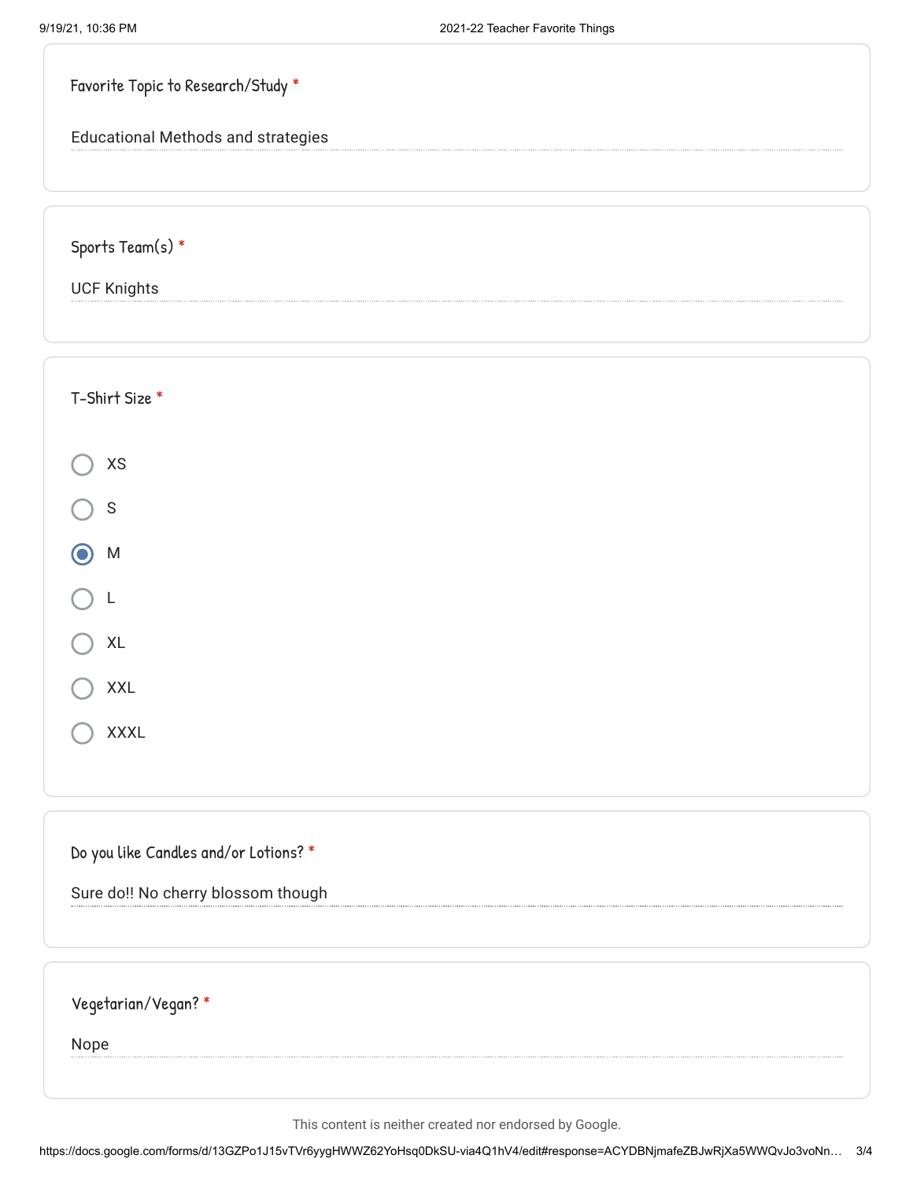Favorite Topic to Research/Study *

Educational Methods and strategies

Sports Team(s) *

UCF Knights

T-Shirt Size *

- ○ XS
- ○ S
- ◉ M
- ○ L
- ○ XL
- ○ XXL
- ○ XXXL

Do you like Candles and/or Lotions? *

Sure do!! No cherry blossom though

Vegetarian/Vegan? *

Nope

This content is neither created nor endorsed by Google.